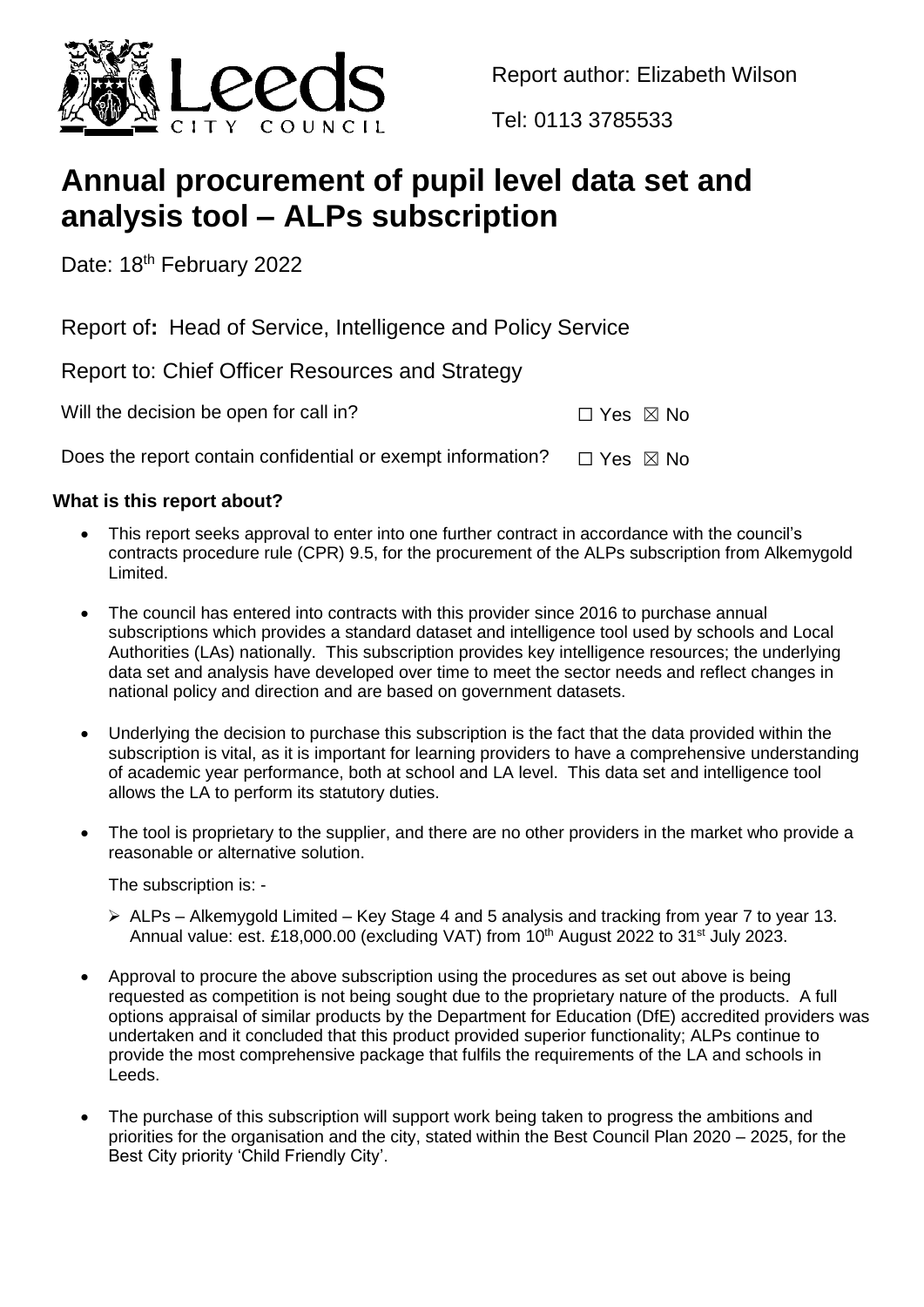Report author: Elizabeth Wilson

Tel: 0113 3785533

# Annual procurement of pupil level data set and analysis tool – ALPs subscription

Date: 18th February 2022

Report of: Head of Service, Intelligence and Policy Service

Report to: Chief Officer Resources and Strategy

Will the decision be open for call in? ☐ Yes ☒ No

Does the report contain confidential or exempt information? ☐ Yes ☒ No

## What is this report about?

- This report seeks approval to enter into one further contract in accordance with the council's contracts procedure rule (CPR) 9.5, for the procurement of the ALPs subscription from Alkemygold Limited.
- The council has entered into contracts with this provider since 2016 to purchase annual subscriptions which provides a standard dataset and intelligence tool used by schools and Local Authorities (LAs) nationally. This subscription provides key intelligence resources; the underlying data set and analysis have developed over time to meet the sector needs and reflect changes in national policy and direction and are based on government datasets.
- Underlying the decision to purchase this subscription is the fact that the data provided within the subscription is vital, as it is important for learning providers to have a comprehensive understanding of academic year performance, both at school and LA level. This data set and intelligence tool allows the LA to perform its statutory duties.
- The tool is proprietary to the supplier, and there are no other providers in the market who provide a reasonable or alternative solution.

  The subscription is: -

  - ALPs – Alkemygold Limited – Key Stage 4 and 5 analysis and tracking from year 7 to year 13. Annual value: est. £18,000.00 (excluding VAT) from 10th August 2022 to 31st July 2023.
- Approval to procure the above subscription using the procedures as set out above is being requested as competition is not being sought due to the proprietary nature of the products. A full options appraisal of similar products by the Department for Education (DfE) accredited providers was undertaken and it concluded that this product provided superior functionality; ALPs continue to provide the most comprehensive package that fulfils the requirements of the LA and schools in Leeds.
- The purchase of this subscription will support work being taken to progress the ambitions and priorities for the organisation and the city, stated within the Best Council Plan 2020 – 2025, for the Best City priority 'Child Friendly City'.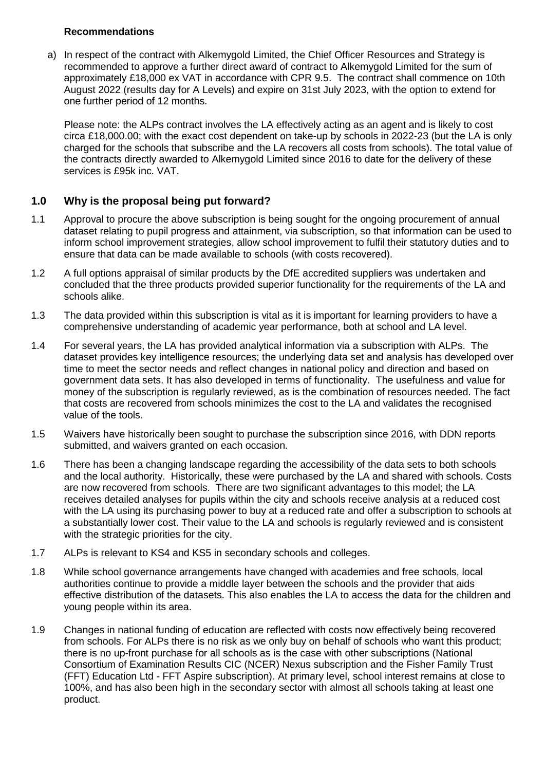**Recommendations**

a) In respect of the contract with Alkemygold Limited, the Chief Officer Resources and Strategy is recommended to approve a further direct award of contract to Alkemygold Limited for the sum of approximately £18,000 ex VAT in accordance with CPR 9.5. The contract shall commence on 10th August 2022 (results day for A Levels) and expire on 31st July 2023, with the option to extend for one further period of 12 months.

   Please note: the ALPs contract involves the LA effectively acting as an agent and is likely to cost circa £18,000.00; with the exact cost dependent on take-up by schools in 2022-23 (but the LA is only charged for the schools that subscribe and the LA recovers all costs from schools). The total value of the contracts directly awarded to Alkemygold Limited since 2016 to date for the delivery of these services is £95k inc. VAT.

## 1.0 Why is the proposal being put forward?

1.1 Approval to procure the above subscription is being sought for the ongoing procurement of annual dataset relating to pupil progress and attainment, via subscription, so that information can be used to inform school improvement strategies, allow school improvement to fulfil their statutory duties and to ensure that data can be made available to schools (with costs recovered).

1.2 A full options appraisal of similar products by the DfE accredited suppliers was undertaken and concluded that the three products provided superior functionality for the requirements of the LA and schools alike.

1.3 The data provided within this subscription is vital as it is important for learning providers to have a comprehensive understanding of academic year performance, both at school and LA level.

1.4 For several years, the LA has provided analytical information via a subscription with ALPs. The dataset provides key intelligence resources; the underlying data set and analysis has developed over time to meet the sector needs and reflect changes in national policy and direction and based on government data sets. It has also developed in terms of functionality. The usefulness and value for money of the subscription is regularly reviewed, as is the combination of resources needed. The fact that costs are recovered from schools minimizes the cost to the LA and validates the recognised value of the tools.

1.5 Waivers have historically been sought to purchase the subscription since 2016, with DDN reports submitted, and waivers granted on each occasion.

1.6 There has been a changing landscape regarding the accessibility of the data sets to both schools and the local authority. Historically, these were purchased by the LA and shared with schools. Costs are now recovered from schools. There are two significant advantages to this model; the LA receives detailed analyses for pupils within the city and schools receive analysis at a reduced cost with the LA using its purchasing power to buy at a reduced rate and offer a subscription to schools at a substantially lower cost. Their value to the LA and schools is regularly reviewed and is consistent with the strategic priorities for the city.

1.7 ALPs is relevant to KS4 and KS5 in secondary schools and colleges.

1.8 While school governance arrangements have changed with academies and free schools, local authorities continue to provide a middle layer between the schools and the provider that aids effective distribution of the datasets. This also enables the LA to access the data for the children and young people within its area.

1.9 Changes in national funding of education are reflected with costs now effectively being recovered from schools. For ALPs there is no risk as we only buy on behalf of schools who want this product; there is no up-front purchase for all schools as is the case with other subscriptions (National Consortium of Examination Results CIC (NCER) Nexus subscription and the Fisher Family Trust (FFT) Education Ltd - FFT Aspire subscription). At primary level, school interest remains at close to 100%, and has also been high in the secondary sector with almost all schools taking at least one product.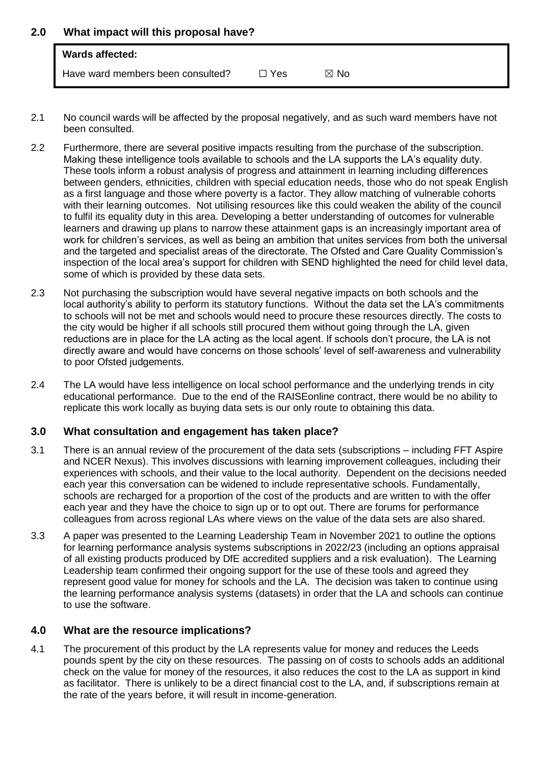## 2.0 What impact will this proposal have?

| **Wards affected:** | | |
|---|---|---|
| Have ward members been consulted? | ☐ Yes | ☒ No |

2.1 No council wards will be affected by the proposal negatively, and as such ward members have not been consulted.

2.2 Furthermore, there are several positive impacts resulting from the purchase of the subscription. Making these intelligence tools available to schools and the LA supports the LA's equality duty. These tools inform a robust analysis of progress and attainment in learning including differences between genders, ethnicities, children with special education needs, those who do not speak English as a first language and those where poverty is a factor. They allow matching of vulnerable cohorts with their learning outcomes. Not utilising resources like this could weaken the ability of the council to fulfil its equality duty in this area. Developing a better understanding of outcomes for vulnerable learners and drawing up plans to narrow these attainment gaps is an increasingly important area of work for children's services, as well as being an ambition that unites services from both the universal and the targeted and specialist areas of the directorate. The Ofsted and Care Quality Commission's inspection of the local area's support for children with SEND highlighted the need for child level data, some of which is provided by these data sets.

2.3 Not purchasing the subscription would have several negative impacts on both schools and the local authority's ability to perform its statutory functions. Without the data set the LA's commitments to schools will not be met and schools would need to procure these resources directly. The costs to the city would be higher if all schools still procured them without going through the LA, given reductions are in place for the LA acting as the local agent. If schools don't procure, the LA is not directly aware and would have concerns on those schools' level of self-awareness and vulnerability to poor Ofsted judgements.

2.4 The LA would have less intelligence on local school performance and the underlying trends in city educational performance. Due to the end of the RAISEonline contract, there would be no ability to replicate this work locally as buying data sets is our only route to obtaining this data.

## 3.0 What consultation and engagement has taken place?

3.1 There is an annual review of the procurement of the data sets (subscriptions – including FFT Aspire and NCER Nexus). This involves discussions with learning improvement colleagues, including their experiences with schools, and their value to the local authority. Dependent on the decisions needed each year this conversation can be widened to include representative schools. Fundamentally, schools are recharged for a proportion of the cost of the products and are written to with the offer each year and they have the choice to sign up or to opt out. There are forums for performance colleagues from across regional LAs where views on the value of the data sets are also shared.

3.3 A paper was presented to the Learning Leadership Team in November 2021 to outline the options for learning performance analysis systems subscriptions in 2022/23 (including an options appraisal of all existing products produced by DfE accredited suppliers and a risk evaluation). The Learning Leadership team confirmed their ongoing support for the use of these tools and agreed they represent good value for money for schools and the LA. The decision was taken to continue using the learning performance analysis systems (datasets) in order that the LA and schools can continue to use the software.

## 4.0 What are the resource implications?

4.1 The procurement of this product by the LA represents value for money and reduces the Leeds pounds spent by the city on these resources. The passing on of costs to schools adds an additional check on the value for money of the resources, it also reduces the cost to the LA as support in kind as facilitator. There is unlikely to be a direct financial cost to the LA, and, if subscriptions remain at the rate of the years before, it will result in income-generation.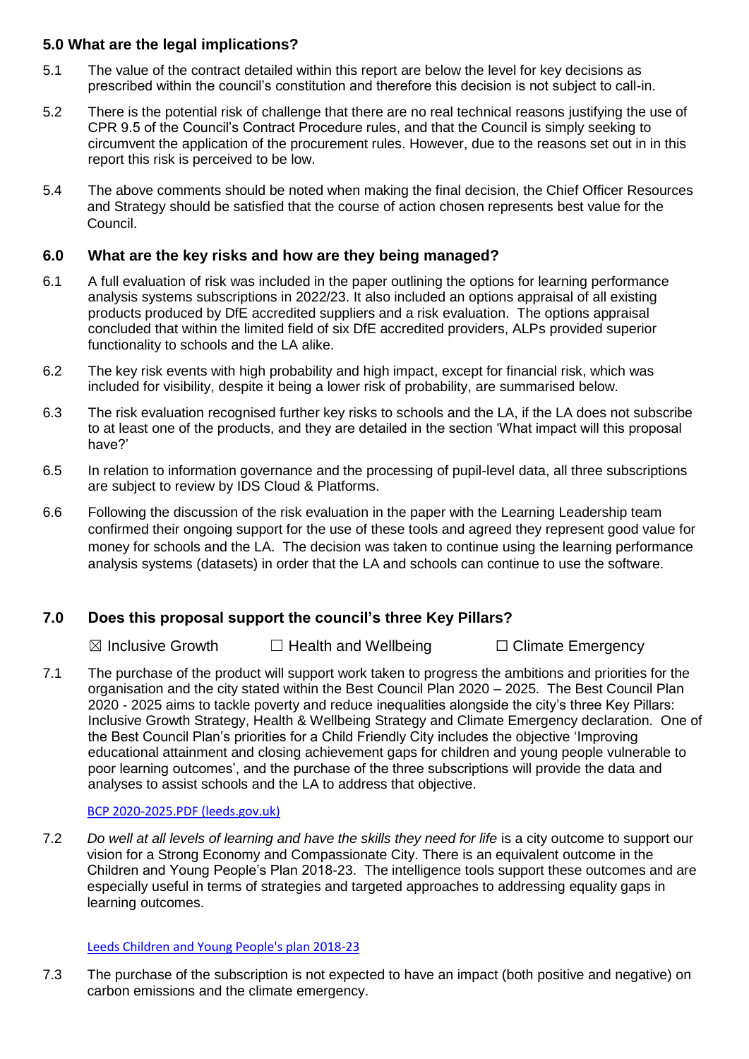## 5.0 What are the legal implications?

5.1 The value of the contract detailed within this report are below the level for key decisions as prescribed within the council's constitution and therefore this decision is not subject to call-in.

5.2 There is the potential risk of challenge that there are no real technical reasons justifying the use of CPR 9.5 of the Council's Contract Procedure rules, and that the Council is simply seeking to circumvent the application of the procurement rules. However, due to the reasons set out in in this report this risk is perceived to be low.

5.4 The above comments should be noted when making the final decision, the Chief Officer Resources and Strategy should be satisfied that the course of action chosen represents best value for the Council.

## 6.0 What are the key risks and how are they being managed?

6.1 A full evaluation of risk was included in the paper outlining the options for learning performance analysis systems subscriptions in 2022/23. It also included an options appraisal of all existing products produced by DfE accredited suppliers and a risk evaluation. The options appraisal concluded that within the limited field of six DfE accredited providers, ALPs provided superior functionality to schools and the LA alike.

6.2 The key risk events with high probability and high impact, except for financial risk, which was included for visibility, despite it being a lower risk of probability, are summarised below.

6.3 The risk evaluation recognised further key risks to schools and the LA, if the LA does not subscribe to at least one of the products, and they are detailed in the section 'What impact will this proposal have?'

6.5 In relation to information governance and the processing of pupil-level data, all three subscriptions are subject to review by IDS Cloud & Platforms.

6.6 Following the discussion of the risk evaluation in the paper with the Learning Leadership team confirmed their ongoing support for the use of these tools and agreed they represent good value for money for schools and the LA. The decision was taken to continue using the learning performance analysis systems (datasets) in order that the LA and schools can continue to use the software.

## 7.0 Does this proposal support the council's three Key Pillars?

☒ Inclusive Growth ☐ Health and Wellbeing ☐ Climate Emergency

7.1 The purchase of the product will support work taken to progress the ambitions and priorities for the organisation and the city stated within the Best Council Plan 2020 – 2025. The Best Council Plan 2020 - 2025 aims to tackle poverty and reduce inequalities alongside the city's three Key Pillars: Inclusive Growth Strategy, Health & Wellbeing Strategy and Climate Emergency declaration. One of the Best Council Plan's priorities for a Child Friendly City includes the objective 'Improving educational attainment and closing achievement gaps for children and young people vulnerable to poor learning outcomes', and the purchase of the three subscriptions will provide the data and analyses to assist schools and the LA to address that objective.

BCP 2020-2025.PDF (leeds.gov.uk)

7.2 *Do well at all levels of learning and have the skills they need for life* is a city outcome to support our vision for a Strong Economy and Compassionate City. There is an equivalent outcome in the Children and Young People's Plan 2018-23. The intelligence tools support these outcomes and are especially useful in terms of strategies and targeted approaches to addressing equality gaps in learning outcomes.

Leeds Children and Young People's plan 2018-23

7.3 The purchase of the subscription is not expected to have an impact (both positive and negative) on carbon emissions and the climate emergency.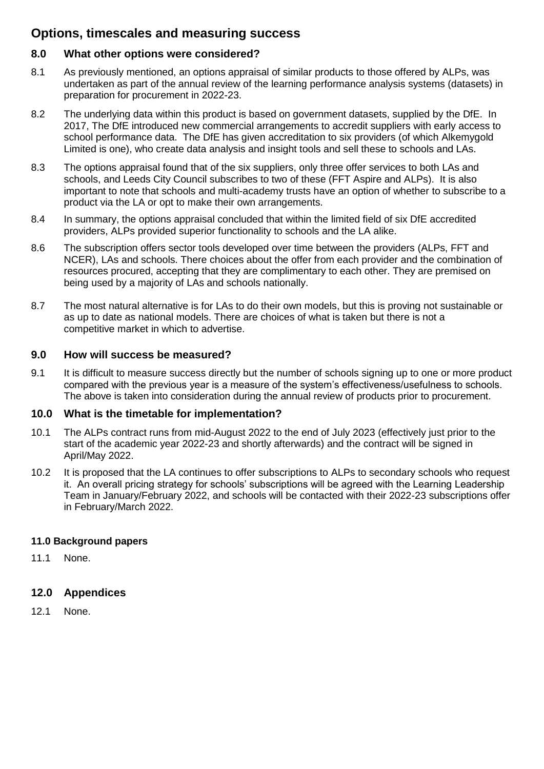## Options, timescales and measuring success

### 8.0 What other options were considered?

8.1 As previously mentioned, an options appraisal of similar products to those offered by ALPs, was undertaken as part of the annual review of the learning performance analysis systems (datasets) in preparation for procurement in 2022-23.

8.2 The underlying data within this product is based on government datasets, supplied by the DfE. In 2017, The DfE introduced new commercial arrangements to accredit suppliers with early access to school performance data. The DfE has given accreditation to six providers (of which Alkemygold Limited is one), who create data analysis and insight tools and sell these to schools and LAs.

8.3 The options appraisal found that of the six suppliers, only three offer services to both LAs and schools, and Leeds City Council subscribes to two of these (FFT Aspire and ALPs). It is also important to note that schools and multi-academy trusts have an option of whether to subscribe to a product via the LA or opt to make their own arrangements.

8.4 In summary, the options appraisal concluded that within the limited field of six DfE accredited providers, ALPs provided superior functionality to schools and the LA alike.

8.6 The subscription offers sector tools developed over time between the providers (ALPs, FFT and NCER), LAs and schools. There choices about the offer from each provider and the combination of resources procured, accepting that they are complimentary to each other. They are premised on being used by a majority of LAs and schools nationally.

8.7 The most natural alternative is for LAs to do their own models, but this is proving not sustainable or as up to date as national models. There are choices of what is taken but there is not a competitive market in which to advertise.

### 9.0 How will success be measured?

9.1 It is difficult to measure success directly but the number of schools signing up to one or more product compared with the previous year is a measure of the system's effectiveness/usefulness to schools. The above is taken into consideration during the annual review of products prior to procurement.

### 10.0 What is the timetable for implementation?

10.1 The ALPs contract runs from mid-August 2022 to the end of July 2023 (effectively just prior to the start of the academic year 2022-23 and shortly afterwards) and the contract will be signed in April/May 2022.

10.2 It is proposed that the LA continues to offer subscriptions to ALPs to secondary schools who request it. An overall pricing strategy for schools' subscriptions will be agreed with the Learning Leadership Team in January/February 2022, and schools will be contacted with their 2022-23 subscriptions offer in February/March 2022.

#### 11.0 Background papers

11.1 None.

### 12.0 Appendices

12.1 None.